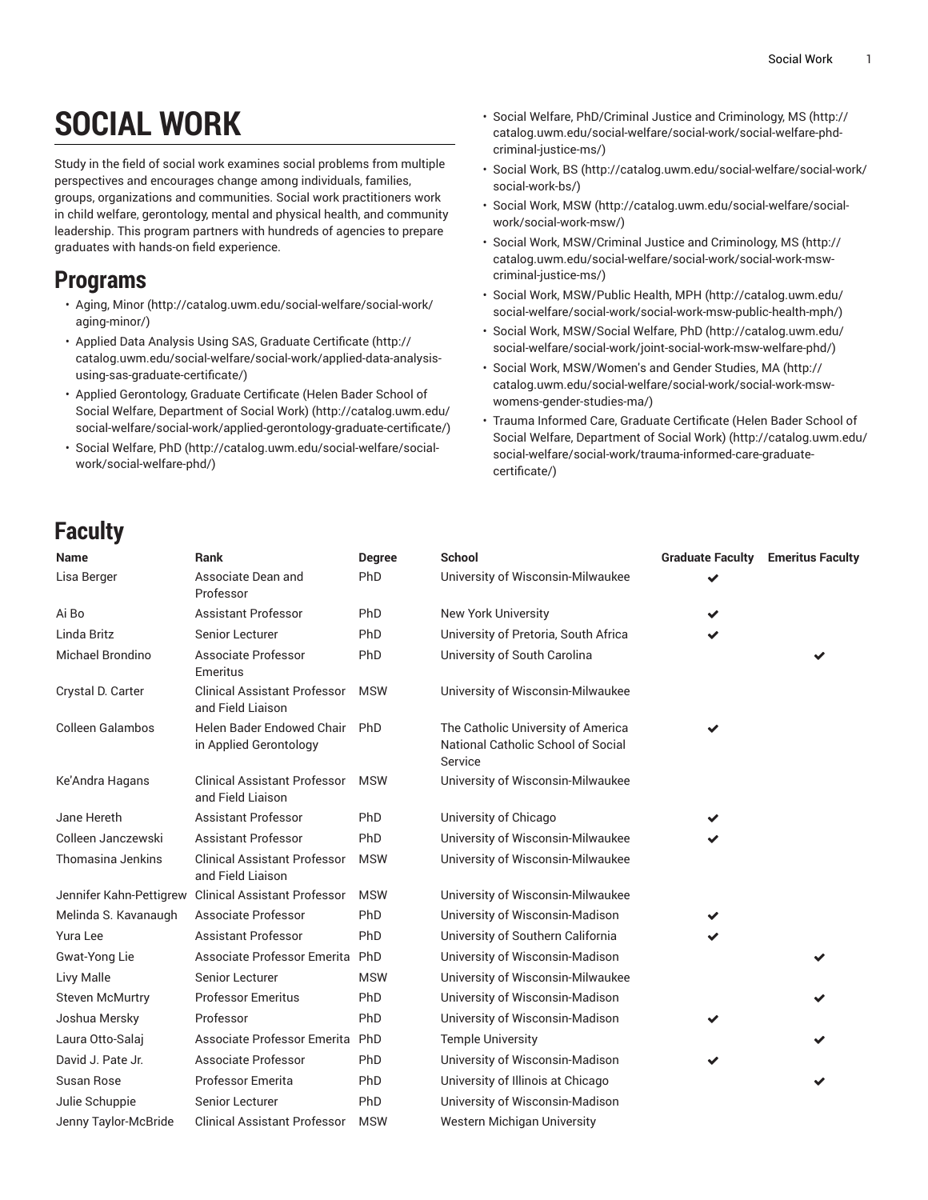# SOCIAL WORK

Study in the field of social work examines social problems from multiple perspectives and encourages change among individuals, families, groups, organizations and communities. Social work practitioners work in child welfare, gerontology, mental and physical health, and community leadership. This program partners with hundreds of agencies to prepare graduates with hands-on field experience.

## Programs

- Aging, Minor (http://catalog.uwm.edu/social-welfare/social-work/aging-minor/)
- Applied Data Analysis Using SAS, Graduate Certificate (http://catalog.uwm.edu/social-welfare/social-work/applied-data-analysis-using-sas-graduate-certificate/)
- Applied Gerontology, Graduate Certificate (Helen Bader School of Social Welfare, Department of Social Work) (http://catalog.uwm.edu/social-welfare/social-work/applied-gerontology-graduate-certificate/)
- Social Welfare, PhD (http://catalog.uwm.edu/social-welfare/social-work/social-welfare-phd/)
- Social Welfare, PhD/Criminal Justice and Criminology, MS (http://catalog.uwm.edu/social-welfare/social-work/social-welfare-phd-criminal-justice-ms/)
- Social Work, BS (http://catalog.uwm.edu/social-welfare/social-work/social-work-bs/)
- Social Work, MSW (http://catalog.uwm.edu/social-welfare/social-work/social-work-msw/)
- Social Work, MSW/Criminal Justice and Criminology, MS (http://catalog.uwm.edu/social-welfare/social-work/social-work-msw-criminal-justice-ms/)
- Social Work, MSW/Public Health, MPH (http://catalog.uwm.edu/social-welfare/social-work/social-work-msw-public-health-mph/)
- Social Work, MSW/Social Welfare, PhD (http://catalog.uwm.edu/social-welfare/social-work/joint-social-work-msw-welfare-phd/)
- Social Work, MSW/Women's and Gender Studies, MA (http://catalog.uwm.edu/social-welfare/social-work/social-work-msw-womens-gender-studies-ma/)
- Trauma Informed Care, Graduate Certificate (Helen Bader School of Social Welfare, Department of Social Work) (http://catalog.uwm.edu/social-welfare/social-work/trauma-informed-care-graduate-certificate/)

## Faculty

| Name | Rank | Degree | School | Graduate Faculty | Emeritus Faculty |
|---|---|---|---|---|---|
| Lisa Berger | Associate Dean and Professor | PhD | University of Wisconsin-Milwaukee | ✔ | |
| Ai Bo | Assistant Professor | PhD | New York University | ✔ | |
| Linda Britz | Senior Lecturer | PhD | University of Pretoria, South Africa | ✔ | |
| Michael Brondino | Associate Professor Emeritus | PhD | University of South Carolina | | ✔ |
| Crystal D. Carter | Clinical Assistant Professor and Field Liaison | MSW | University of Wisconsin-Milwaukee | | |
| Colleen Galambos | Helen Bader Endowed Chair in Applied Gerontology | PhD | The Catholic University of America National Catholic School of Social Service | ✔ | |
| Ke'Andra Hagans | Clinical Assistant Professor and Field Liaison | MSW | University of Wisconsin-Milwaukee | | |
| Jane Hereth | Assistant Professor | PhD | University of Chicago | ✔ | |
| Colleen Janczewski | Assistant Professor | PhD | University of Wisconsin-Milwaukee | ✔ | |
| Thomasina Jenkins | Clinical Assistant Professor and Field Liaison | MSW | University of Wisconsin-Milwaukee | | |
| Jennifer Kahn-Pettigrew | Clinical Assistant Professor | MSW | University of Wisconsin-Milwaukee | | |
| Melinda S. Kavanaugh | Associate Professor | PhD | University of Wisconsin-Madison | ✔ | |
| Yura Lee | Assistant Professor | PhD | University of Southern California | ✔ | |
| Gwat-Yong Lie | Associate Professor Emerita | PhD | University of Wisconsin-Madison | | ✔ |
| Livy Malle | Senior Lecturer | MSW | University of Wisconsin-Milwaukee | | |
| Steven McMurtry | Professor Emeritus | PhD | University of Wisconsin-Madison | | ✔ |
| Joshua Mersky | Professor | PhD | University of Wisconsin-Madison | ✔ | |
| Laura Otto-Salaj | Associate Professor Emerita | PhD | Temple University | | ✔ |
| David J. Pate Jr. | Associate Professor | PhD | University of Wisconsin-Madison | ✔ | |
| Susan Rose | Professor Emerita | PhD | University of Illinois at Chicago | | ✔ |
| Julie Schuppie | Senior Lecturer | PhD | University of Wisconsin-Madison | | |
| Jenny Taylor-McBride | Clinical Assistant Professor | MSW | Western Michigan University | | |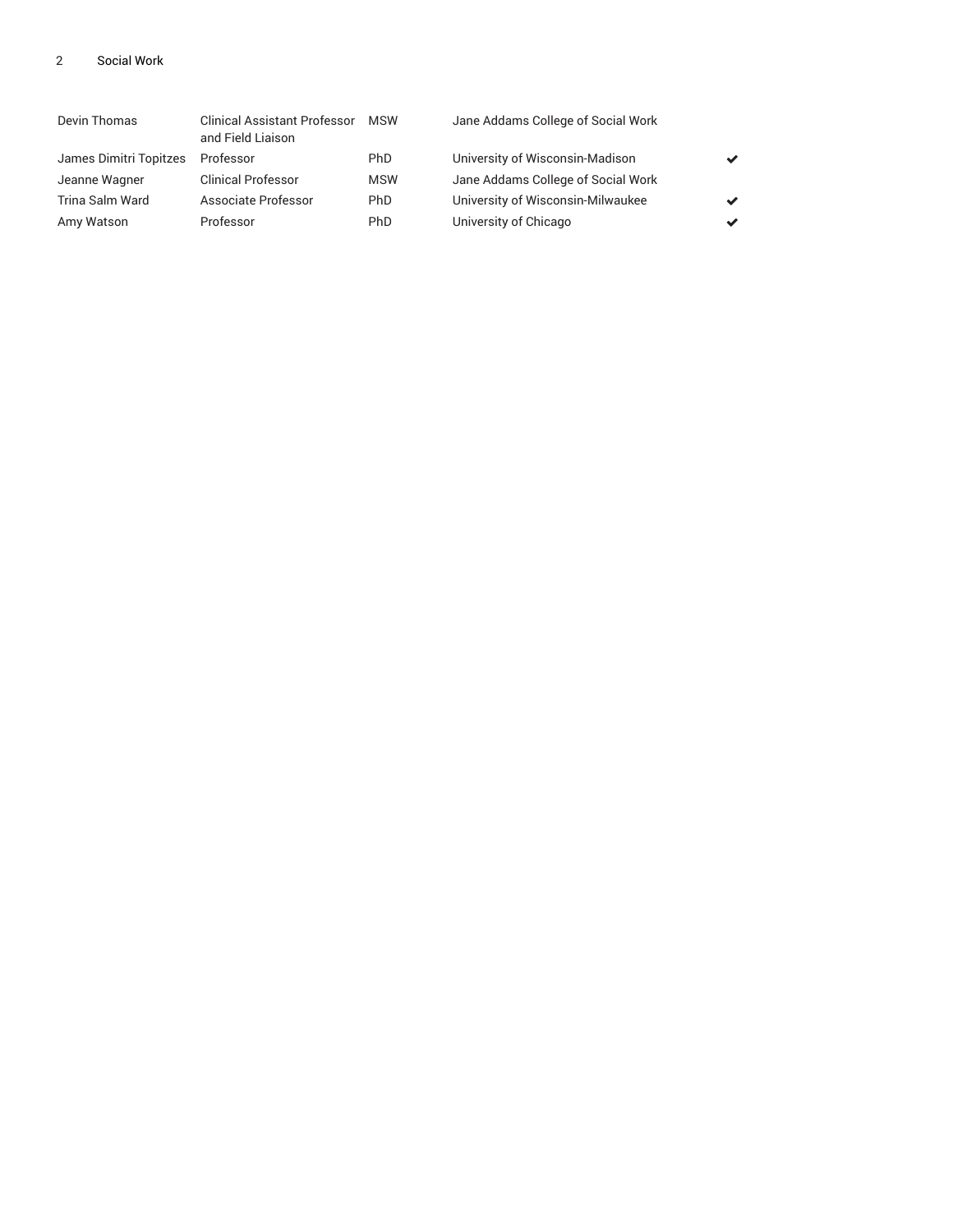| | | | | |
|---|---|---|---|---|
| Devin Thomas | Clinical Assistant Professor and Field Liaison | MSW | Jane Addams College of Social Work | |
| James Dimitri Topitzes | Professor | PhD | University of Wisconsin-Madison | ✔ |
| Jeanne Wagner | Clinical Professor | MSW | Jane Addams College of Social Work | |
| Trina Salm Ward | Associate Professor | PhD | University of Wisconsin-Milwaukee | ✔ |
| Amy Watson | Professor | PhD | University of Chicago | ✔ |